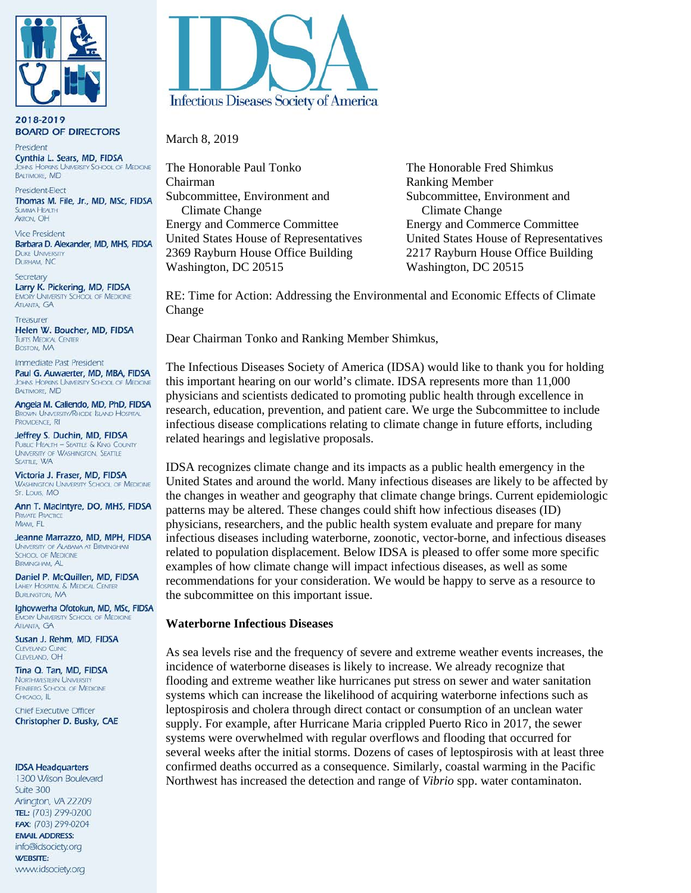# IDSA

Infectious Diseases Society of America

**2018-2019 BOARD OF DIRECTORS**

President
**Cynthia L. Sears, MD, FIDSA**
Johns Hopkins University School of Medicine
Baltimore, MD

President-Elect
**Thomas M. File, Jr., MD, MSc, FIDSA**
Summa Health
Akron, OH

Vice President
**Barbara D. Alexander, MD, MHS, FIDSA**
Duke University
Durham, NC

Secretary
**Larry K. Pickering, MD, FIDSA**
Emory University School of Medicine
Atlanta, GA

Treasurer
**Helen W. Boucher, MD, FIDSA**
Tufts Medical Center
Boston, MA

Immediate Past President
**Paul G. Auwaerter, MD, MBA, FIDSA**
Johns Hopkins University School of Medicine
Baltimore, MD

**Angela M. Caliendo, MD, PhD, FIDSA**
Brown University/Rhode Island Hospital
Providence, RI

**Jeffrey S. Duchin, MD, FIDSA**
Public Health – Seattle & King County
University of Washington, Seattle
Seattle, WA

**Victoria J. Fraser, MD, FIDSA**
Washington University School of Medicine
St. Louis, MO

**Ann T. MacIntyre, DO, MHS, FIDSA**
Private Practice
Miami, FL

**Jeanne Marrazzo, MD, MPH, FIDSA**
University of Alabama at Birmingham School of Medicine
Birmingham, AL

**Daniel P. McQuillen, MD, FIDSA**
Lahey Hospital & Medical Center
Burlington, MA

**Ighovwerha Ofotokun, MD, MSc, FIDSA**
Emory University School of Medicine
Atlanta, GA

**Susan J. Rehm, MD, FIDSA**
Cleveland Clinic
Cleveland, OH

**Tina Q. Tan, MD, FIDSA**
Northwestern University Feinberg School of Medicine
Chicago, IL

Chief Executive Officer
**Christopher D. Busky, CAE**

**IDSA Headquarters**
1300 Wilson Boulevard
Suite 300
Arlington, VA 22209
**TEL:** (703) 299-0200
**FAX:** (703) 299-0204
**EMAIL ADDRESS:**
info@idsociety.org
**WEBSITE:**
www.idsociety.org

---

March 8, 2019

The Honorable Paul Tonko
Chairman
Subcommittee, Environment and Climate Change
Energy and Commerce Committee
United States House of Representatives
2369 Rayburn House Office Building
Washington, DC 20515

The Honorable Fred Shimkus
Ranking Member
Subcommittee, Environment and Climate Change
Energy and Commerce Committee
United States House of Representatives
2217 Rayburn House Office Building
Washington, DC 20515

RE: Time for Action: Addressing the Environmental and Economic Effects of Climate Change

Dear Chairman Tonko and Ranking Member Shimkus,

The Infectious Diseases Society of America (IDSA) would like to thank you for holding this important hearing on our world's climate. IDSA represents more than 11,000 physicians and scientists dedicated to promoting public health through excellence in research, education, prevention, and patient care. We urge the Subcommittee to include infectious disease complications relating to climate change in future efforts, including related hearings and legislative proposals.

IDSA recognizes climate change and its impacts as a public health emergency in the United States and around the world. Many infectious diseases are likely to be affected by the changes in weather and geography that climate change brings. Current epidemiologic patterns may be altered. These changes could shift how infectious diseases (ID) physicians, researchers, and the public health system evaluate and prepare for many infectious diseases including waterborne, zoonotic, vector-borne, and infectious diseases related to population displacement. Below IDSA is pleased to offer some more specific examples of how climate change will impact infectious diseases, as well as some recommendations for your consideration. We would be happy to serve as a resource to the subcommittee on this important issue.

**Waterborne Infectious Diseases**

As sea levels rise and the frequency of severe and extreme weather events increases, the incidence of waterborne diseases is likely to increase. We already recognize that flooding and extreme weather like hurricanes put stress on sewer and water sanitation systems which can increase the likelihood of acquiring waterborne infections such as leptospirosis and cholera through direct contact or consumption of an unclean water supply. For example, after Hurricane Maria crippled Puerto Rico in 2017, the sewer systems were overwhelmed with regular overflows and flooding that occurred for several weeks after the initial storms. Dozens of cases of leptospirosis with at least three confirmed deaths occurred as a consequence. Similarly, coastal warming in the Pacific Northwest has increased the detection and range of *Vibrio* spp. water contaminaton.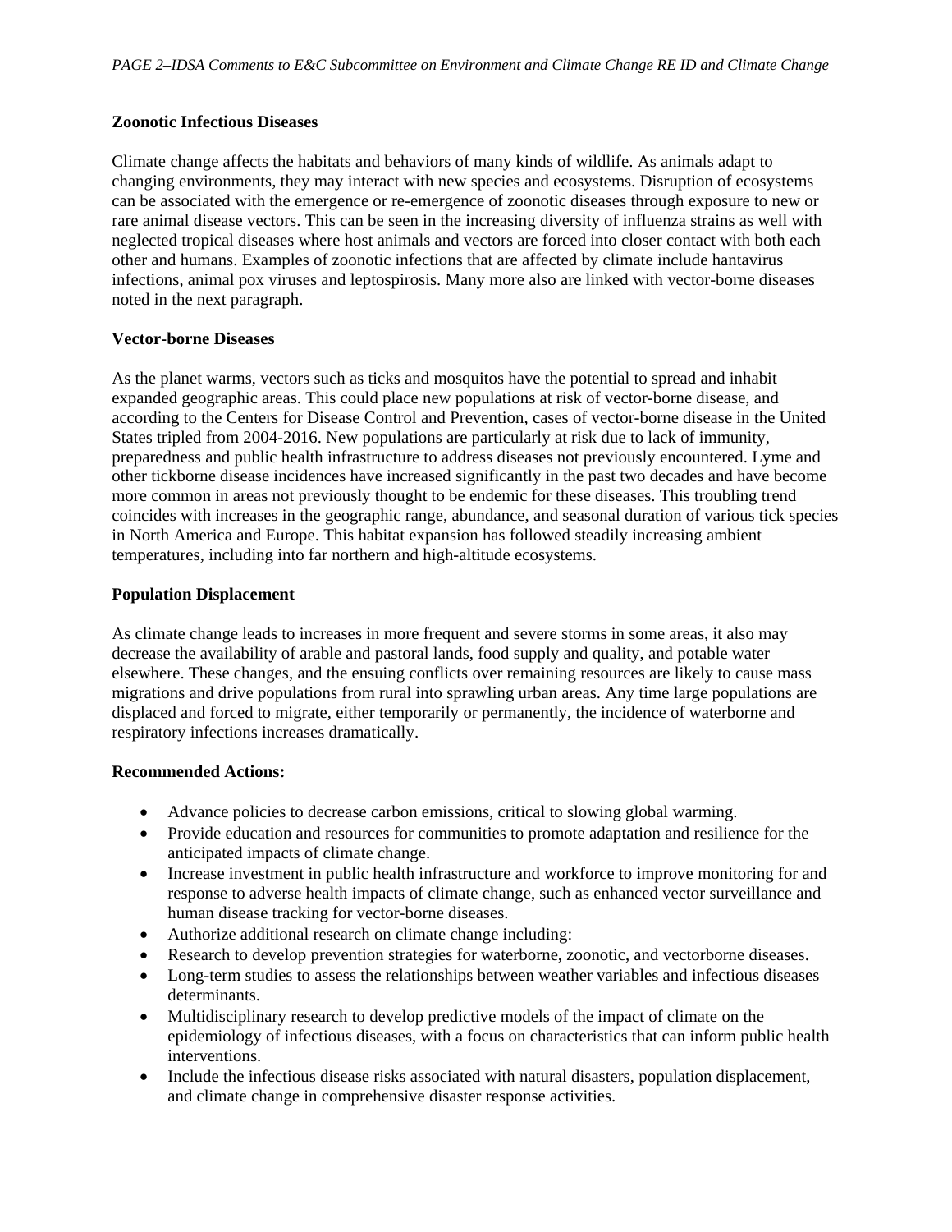**Zoonotic Infectious Diseases**

Climate change affects the habitats and behaviors of many kinds of wildlife. As animals adapt to changing environments, they may interact with new species and ecosystems. Disruption of ecosystems can be associated with the emergence or re-emergence of zoonotic diseases through exposure to new or rare animal disease vectors. This can be seen in the increasing diversity of influenza strains as well with neglected tropical diseases where host animals and vectors are forced into closer contact with both each other and humans. Examples of zoonotic infections that are affected by climate include hantavirus infections, animal pox viruses and leptospirosis. Many more also are linked with vector-borne diseases noted in the next paragraph.

**Vector-borne Diseases**

As the planet warms, vectors such as ticks and mosquitos have the potential to spread and inhabit expanded geographic areas. This could place new populations at risk of vector-borne disease, and according to the Centers for Disease Control and Prevention, cases of vector-borne disease in the United States tripled from 2004-2016. New populations are particularly at risk due to lack of immunity, preparedness and public health infrastructure to address diseases not previously encountered. Lyme and other tickborne disease incidences have increased significantly in the past two decades and have become more common in areas not previously thought to be endemic for these diseases. This troubling trend coincides with increases in the geographic range, abundance, and seasonal duration of various tick species in North America and Europe. This habitat expansion has followed steadily increasing ambient temperatures, including into far northern and high-altitude ecosystems.

**Population Displacement**

As climate change leads to increases in more frequent and severe storms in some areas, it also may decrease the availability of arable and pastoral lands, food supply and quality, and potable water elsewhere. These changes, and the ensuing conflicts over remaining resources are likely to cause mass migrations and drive populations from rural into sprawling urban areas. Any time large populations are displaced and forced to migrate, either temporarily or permanently, the incidence of waterborne and respiratory infections increases dramatically.

**Recommended Actions:**

- Advance policies to decrease carbon emissions, critical to slowing global warming.
- Provide education and resources for communities to promote adaptation and resilience for the anticipated impacts of climate change.
- Increase investment in public health infrastructure and workforce to improve monitoring for and response to adverse health impacts of climate change, such as enhanced vector surveillance and human disease tracking for vector-borne diseases.
- Authorize additional research on climate change including:
- Research to develop prevention strategies for waterborne, zoonotic, and vectorborne diseases.
- Long-term studies to assess the relationships between weather variables and infectious diseases determinants.
- Multidisciplinary research to develop predictive models of the impact of climate on the epidemiology of infectious diseases, with a focus on characteristics that can inform public health interventions.
- Include the infectious disease risks associated with natural disasters, population displacement, and climate change in comprehensive disaster response activities.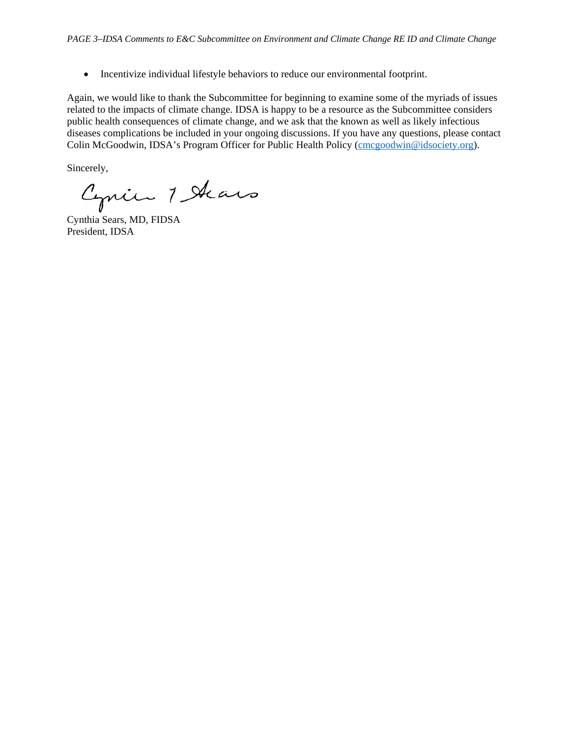- Incentivize individual lifestyle behaviors to reduce our environmental footprint.

Again, we would like to thank the Subcommittee for beginning to examine some of the myriads of issues related to the impacts of climate change. IDSA is happy to be a resource as the Subcommittee considers public health consequences of climate change, and we ask that the known as well as likely infectious diseases complications be included in your ongoing discussions. If you have any questions, please contact Colin McGoodwin, IDSA's Program Officer for Public Health Policy (cmcgoodwin@idsociety.org).

Sincerely,

Cynthia Sears, MD, FIDSA
President, IDSA